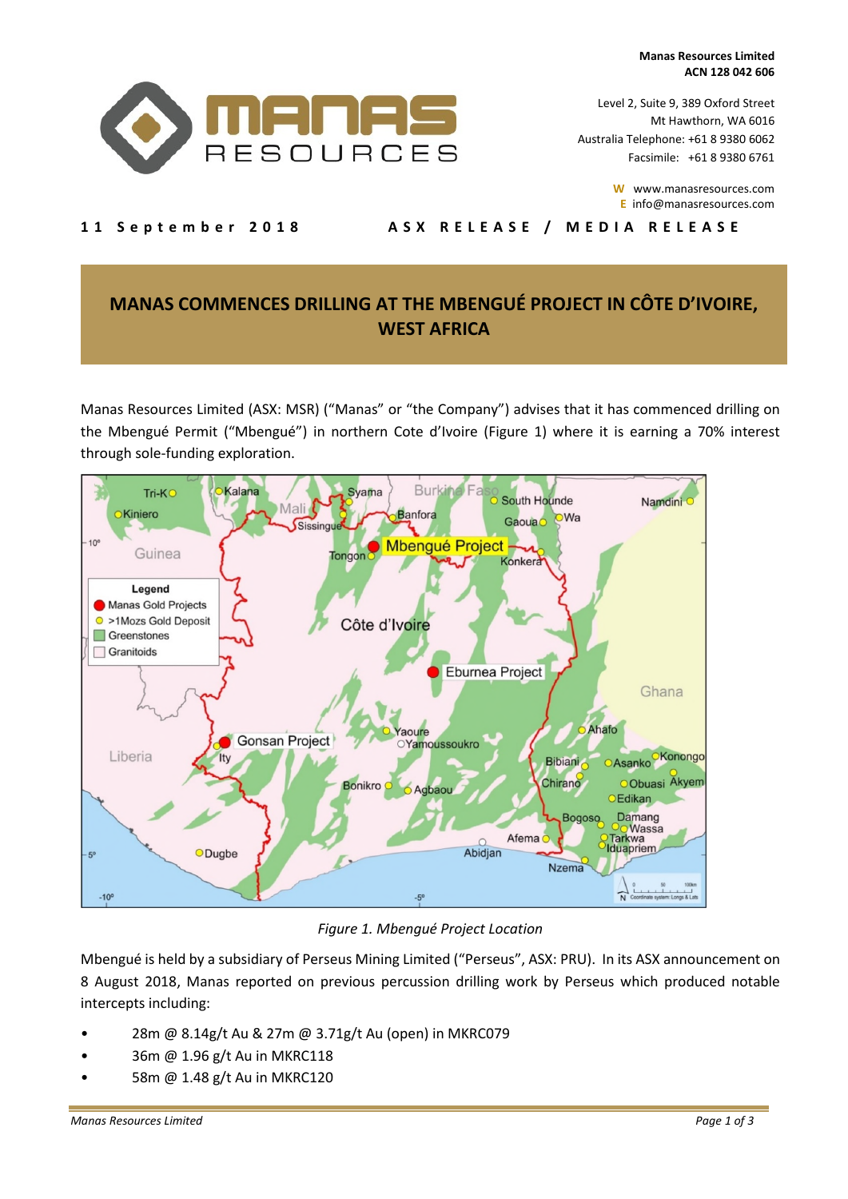**Manas Resources Limited**
**ACN 128 042 606**

Level 2, Suite 9, 389 Oxford Street
Mt Hawthorn, WA 6016
Australia Telephone: +61 8 9380 6062
Facsimile: +61 8 9380 6761

W www.manasresources.com
E info@manasresources.com

**11 September 2018** **ASX RELEASE / MEDIA RELEASE**

# MANAS COMMENCES DRILLING AT THE MBENGUÉ PROJECT IN CÔTE D'IVOIRE, WEST AFRICA

Manas Resources Limited (ASX: MSR) ("Manas" or "the Company") advises that it has commenced drilling on the Mbengué Permit ("Mbengué") in northern Cote d'Ivoire (Figure 1) where it is earning a 70% interest through sole-funding exploration.

*Figure 1. Mbengué Project Location*

Mbengué is held by a subsidiary of Perseus Mining Limited ("Perseus", ASX: PRU). In its ASX announcement on 8 August 2018, Manas reported on previous percussion drilling work by Perseus which produced notable intercepts including:

- 28m @ 8.14g/t Au & 27m @ 3.71g/t Au (open) in MKRC079
- 36m @ 1.96 g/t Au in MKRC118
- 58m @ 1.48 g/t Au in MKRC120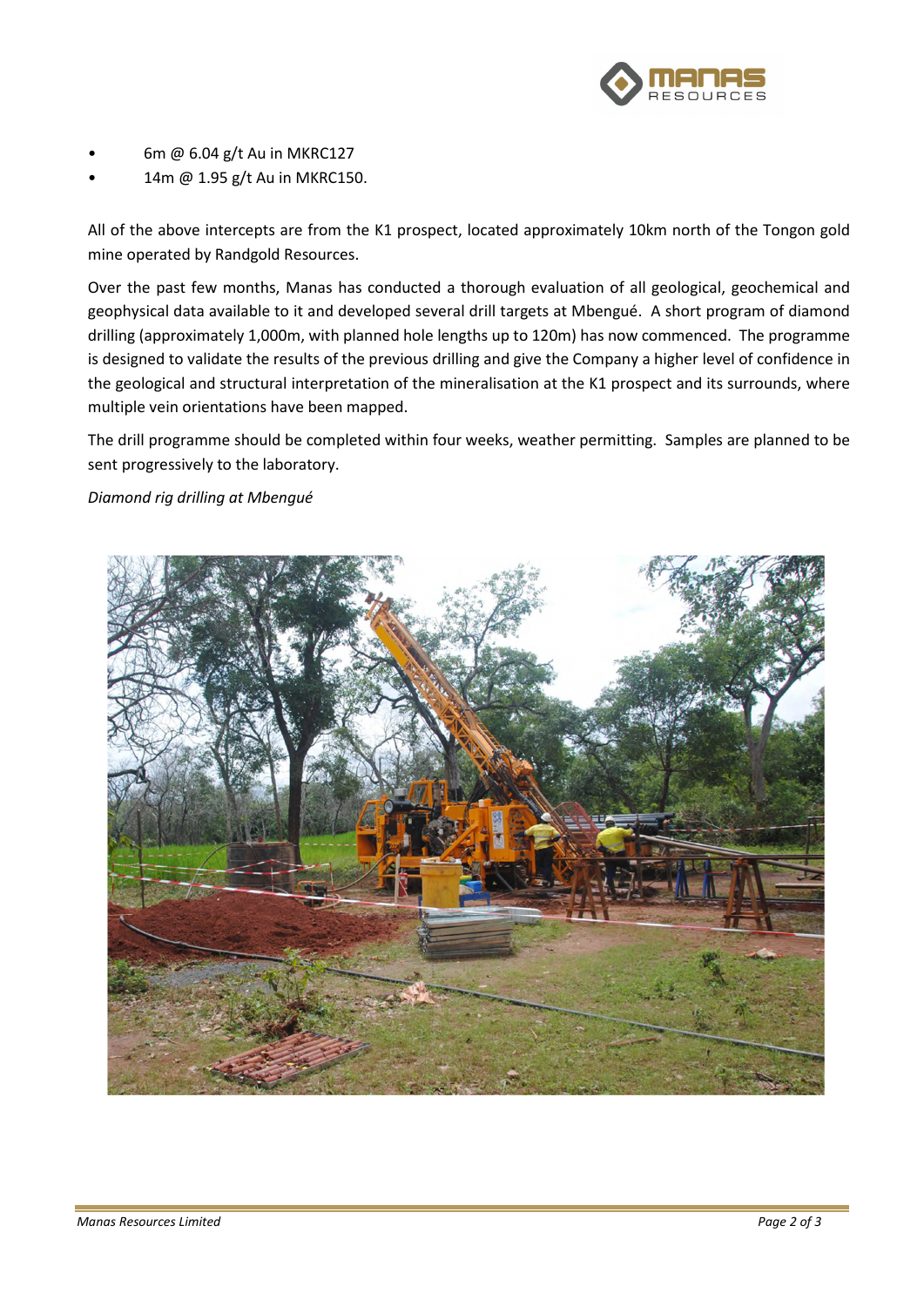- 6m @ 6.04 g/t Au in MKRC127
- 14m @ 1.95 g/t Au in MKRC150.

All of the above intercepts are from the K1 prospect, located approximately 10km north of the Tongon gold mine operated by Randgold Resources.

Over the past few months, Manas has conducted a thorough evaluation of all geological, geochemical and geophysical data available to it and developed several drill targets at Mbengué. A short program of diamond drilling (approximately 1,000m, with planned hole lengths up to 120m) has now commenced. The programme is designed to validate the results of the previous drilling and give the Company a higher level of confidence in the geological and structural interpretation of the mineralisation at the K1 prospect and its surrounds, where multiple vein orientations have been mapped.

The drill programme should be completed within four weeks, weather permitting. Samples are planned to be sent progressively to the laboratory.

*Diamond rig drilling at Mbengué*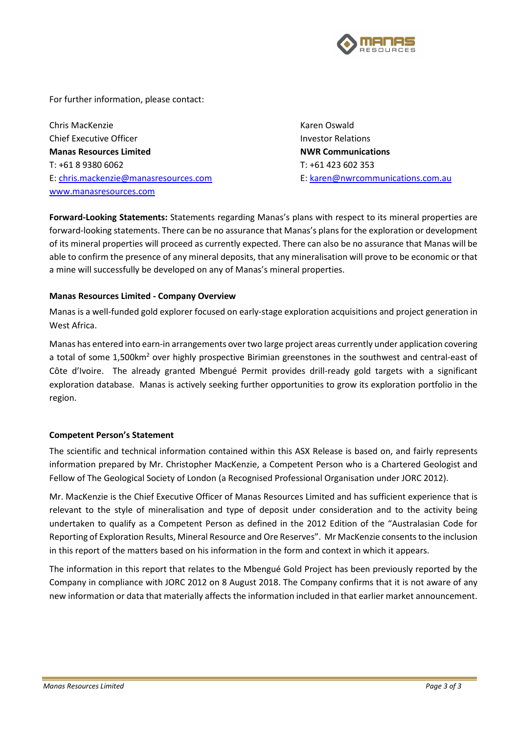For further information, please contact:

Chris MacKenzie
Chief Executive Officer
**Manas Resources Limited**
T: +61 8 9380 6062
E: chris.mackenzie@manasresources.com
www.manasresources.com

Karen Oswald
Investor Relations
**NWR Communications**
T: +61 423 602 353
E: karen@nwrcommunications.com.au

**Forward-Looking Statements:** Statements regarding Manas's plans with respect to its mineral properties are forward-looking statements. There can be no assurance that Manas's plans for the exploration or development of its mineral properties will proceed as currently expected. There can also be no assurance that Manas will be able to confirm the presence of any mineral deposits, that any mineralisation will prove to be economic or that a mine will successfully be developed on any of Manas's mineral properties.

**Manas Resources Limited - Company Overview**

Manas is a well-funded gold explorer focused on early-stage exploration acquisitions and project generation in West Africa.

Manas has entered into earn-in arrangements over two large project areas currently under application covering a total of some 1,500km$^2$ over highly prospective Birimian greenstones in the southwest and central-east of Côte d'Ivoire. The already granted Mbengué Permit provides drill-ready gold targets with a significant exploration database. Manas is actively seeking further opportunities to grow its exploration portfolio in the region.

**Competent Person's Statement**

The scientific and technical information contained within this ASX Release is based on, and fairly represents information prepared by Mr. Christopher MacKenzie, a Competent Person who is a Chartered Geologist and Fellow of The Geological Society of London (a Recognised Professional Organisation under JORC 2012).

Mr. MacKenzie is the Chief Executive Officer of Manas Resources Limited and has sufficient experience that is relevant to the style of mineralisation and type of deposit under consideration and to the activity being undertaken to qualify as a Competent Person as defined in the 2012 Edition of the "Australasian Code for Reporting of Exploration Results, Mineral Resource and Ore Reserves". Mr MacKenzie consents to the inclusion in this report of the matters based on his information in the form and context in which it appears.

The information in this report that relates to the Mbengué Gold Project has been previously reported by the Company in compliance with JORC 2012 on 8 August 2018. The Company confirms that it is not aware of any new information or data that materially affects the information included in that earlier market announcement.